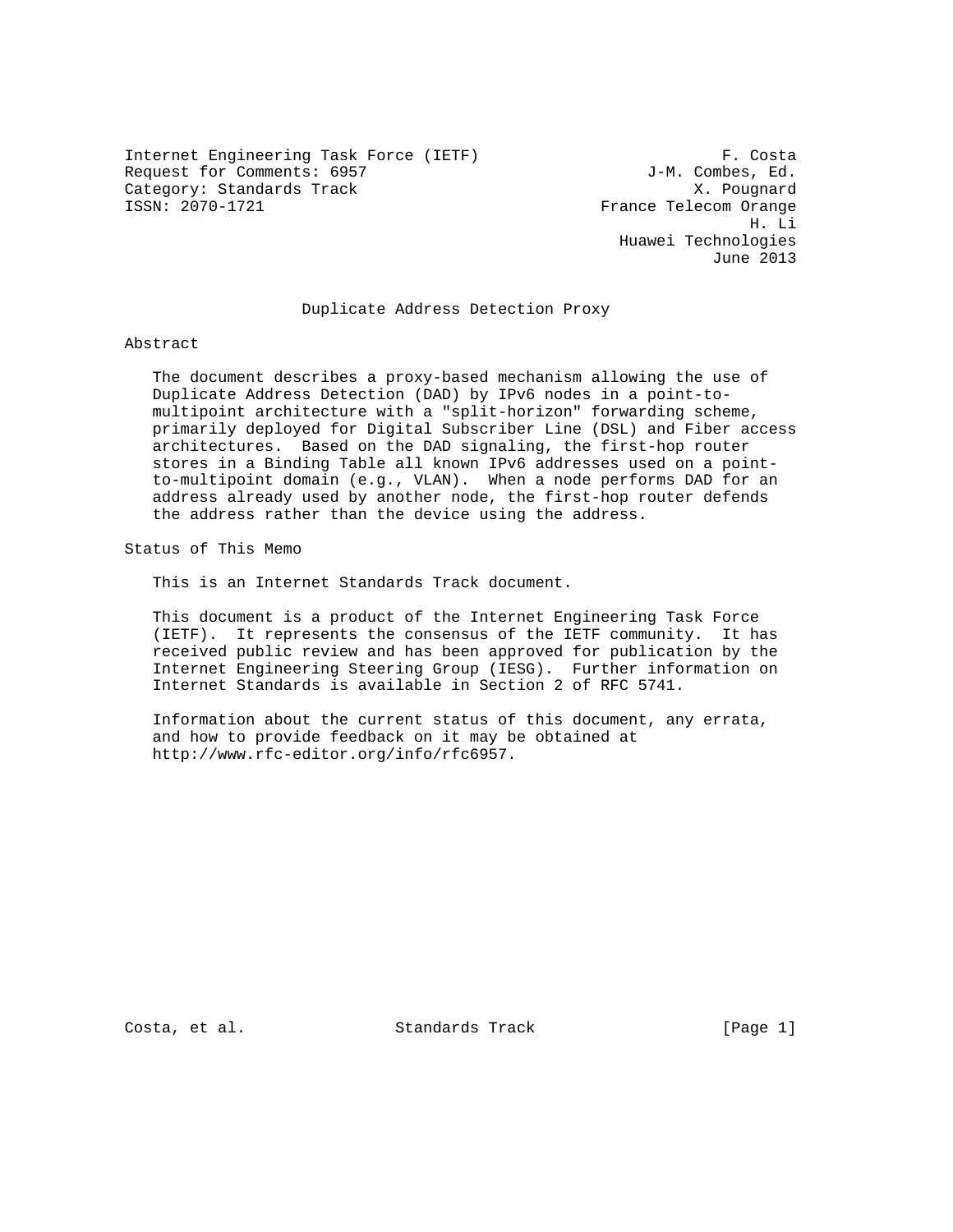Internet Engineering Task Force (IETF)                          F. Costa
Request for Comments: 6957                              J-M. Combes, Ed.
Category: Standards Track                                    X. Pougnard
ISSN: 2070-1721                                     France Telecom Orange
                                                                   H. Li
                                                     Huawei Technologies
                                                               June 2013

# Duplicate Address Detection Proxy

## Abstract

The document describes a proxy-based mechanism allowing the use of Duplicate Address Detection (DAD) by IPv6 nodes in a point-to-multipoint architecture with a "split-horizon" forwarding scheme, primarily deployed for Digital Subscriber Line (DSL) and Fiber access architectures. Based on the DAD signaling, the first-hop router stores in a Binding Table all known IPv6 addresses used on a point-to-multipoint domain (e.g., VLAN). When a node performs DAD for an address already used by another node, the first-hop router defends the address rather than the device using the address.

## Status of This Memo

This is an Internet Standards Track document.

This document is a product of the Internet Engineering Task Force (IETF). It represents the consensus of the IETF community. It has received public review and has been approved for publication by the Internet Engineering Steering Group (IESG). Further information on Internet Standards is available in Section 2 of RFC 5741.

Information about the current status of this document, any errata, and how to provide feedback on it may be obtained at http://www.rfc-editor.org/info/rfc6957.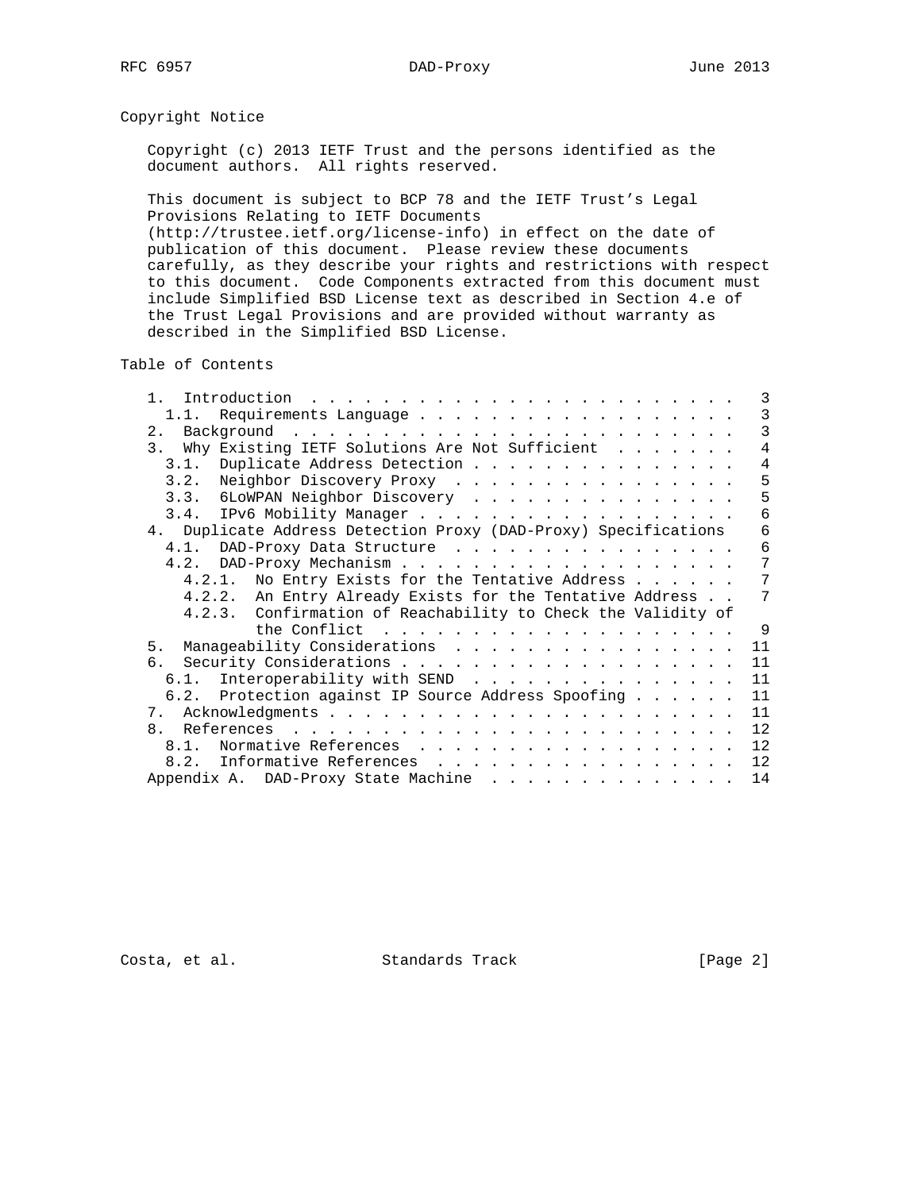## Copyright Notice

Copyright (c) 2013 IETF Trust and the persons identified as the document authors. All rights reserved.

This document is subject to BCP 78 and the IETF Trust's Legal Provisions Relating to IETF Documents (http://trustee.ietf.org/license-info) in effect on the date of publication of this document. Please review these documents carefully, as they describe your rights and restrictions with respect to this document. Code Components extracted from this document must include Simplified BSD License text as described in Section 4.e of the Trust Legal Provisions and are provided without warranty as described in the Simplified BSD License.

## Table of Contents

```
   1.  Introduction . . . . . . . . . . . . . . . . . . . . . . . .   3
     1.1.  Requirements Language . . . . . . . . . . . . . . . . . .   3
   2.  Background . . . . . . . . . . . . . . . . . . . . . . . . .   3
   3.  Why Existing IETF Solutions Are Not Sufficient . . . . . . .   4
     3.1.  Duplicate Address Detection . . . . . . . . . . . . . . .   4
     3.2.  Neighbor Discovery Proxy . . . . . . . . . . . . . . . .   5
     3.3.  6LoWPAN Neighbor Discovery . . . . . . . . . . . . . . .   5
     3.4.  IPv6 Mobility Manager . . . . . . . . . . . . . . . . . .   6
   4.  Duplicate Address Detection Proxy (DAD-Proxy) Specifications    6
     4.1.  DAD-Proxy Data Structure . . . . . . . . . . . . . . . .   6
     4.2.  DAD-Proxy Mechanism . . . . . . . . . . . . . . . . . . .   7
       4.2.1.  No Entry Exists for the Tentative Address . . . . . .   7
       4.2.2.  An Entry Already Exists for the Tentative Address . .   7
       4.2.3.  Confirmation of Reachability to Check the Validity of
               the Conflict . . . . . . . . . . . . . . . . . . . .   9
   5.  Manageability Considerations . . . . . . . . . . . . . . . .  11
   6.  Security Considerations . . . . . . . . . . . . . . . . . . .  11
     6.1.  Interoperability with SEND . . . . . . . . . . . . . . .  11
     6.2.  Protection against IP Source Address Spoofing . . . . . .  11
   7.  Acknowledgments . . . . . . . . . . . . . . . . . . . . . . .  11
   8.  References . . . . . . . . . . . . . . . . . . . . . . . . .  12
     8.1.  Normative References . . . . . . . . . . . . . . . . . .  12
     8.2.  Informative References . . . . . . . . . . . . . . . . .  12
   Appendix A.  DAD-Proxy State Machine . . . . . . . . . . . . . .  14
```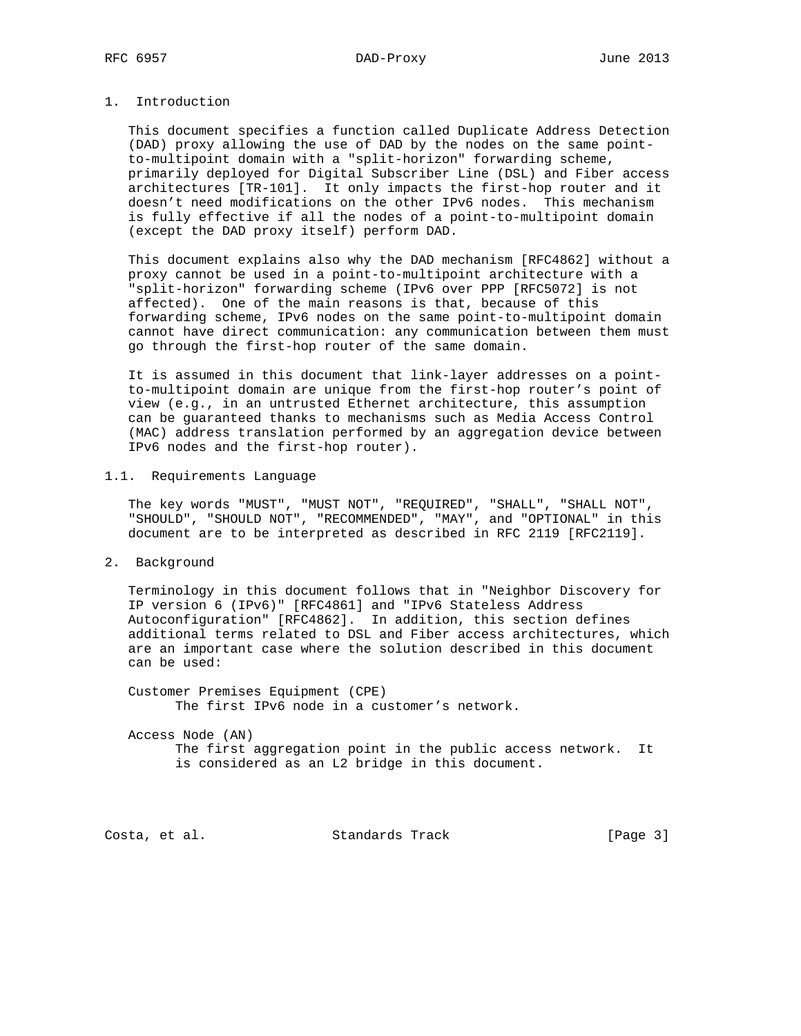## 1. Introduction

This document specifies a function called Duplicate Address Detection (DAD) proxy allowing the use of DAD by the nodes on the same point-to-multipoint domain with a "split-horizon" forwarding scheme, primarily deployed for Digital Subscriber Line (DSL) and Fiber access architectures [TR-101]. It only impacts the first-hop router and it doesn't need modifications on the other IPv6 nodes. This mechanism is fully effective if all the nodes of a point-to-multipoint domain (except the DAD proxy itself) perform DAD.

This document explains also why the DAD mechanism [RFC4862] without a proxy cannot be used in a point-to-multipoint architecture with a "split-horizon" forwarding scheme (IPv6 over PPP [RFC5072] is not affected). One of the main reasons is that, because of this forwarding scheme, IPv6 nodes on the same point-to-multipoint domain cannot have direct communication: any communication between them must go through the first-hop router of the same domain.

It is assumed in this document that link-layer addresses on a point-to-multipoint domain are unique from the first-hop router's point of view (e.g., in an untrusted Ethernet architecture, this assumption can be guaranteed thanks to mechanisms such as Media Access Control (MAC) address translation performed by an aggregation device between IPv6 nodes and the first-hop router).

### 1.1. Requirements Language

The key words "MUST", "MUST NOT", "REQUIRED", "SHALL", "SHALL NOT", "SHOULD", "SHOULD NOT", "RECOMMENDED", "MAY", and "OPTIONAL" in this document are to be interpreted as described in RFC 2119 [RFC2119].

## 2. Background

Terminology in this document follows that in "Neighbor Discovery for IP version 6 (IPv6)" [RFC4861] and "IPv6 Stateless Address Autoconfiguration" [RFC4862]. In addition, this section defines additional terms related to DSL and Fiber access architectures, which are an important case where the solution described in this document can be used:

Customer Premises Equipment (CPE)
: The first IPv6 node in a customer's network.

Access Node (AN)
: The first aggregation point in the public access network. It is considered as an L2 bridge in this document.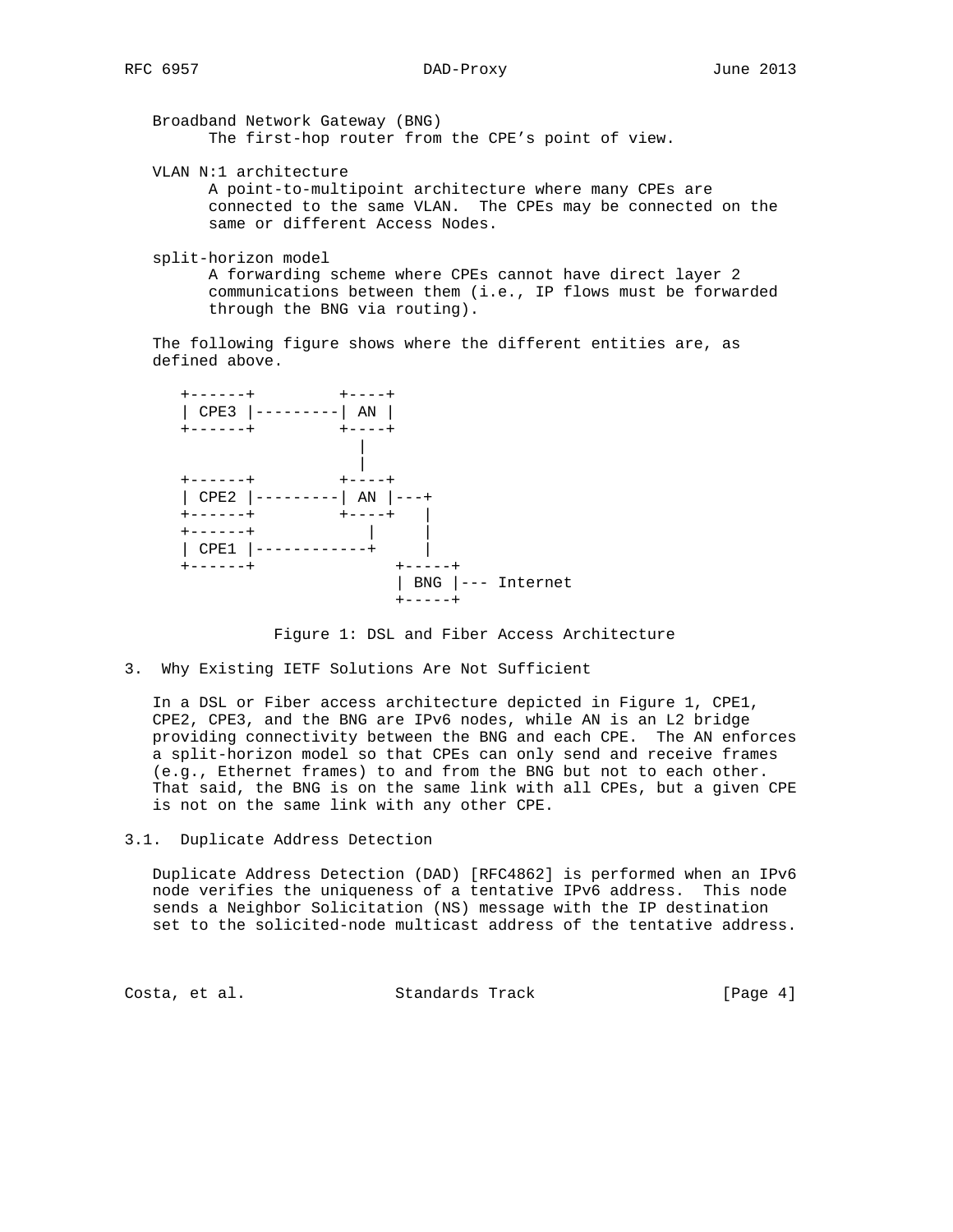Broadband Network Gateway (BNG)
: The first-hop router from the CPE's point of view.

VLAN N:1 architecture
: A point-to-multipoint architecture where many CPEs are connected to the same VLAN. The CPEs may be connected on the same or different Access Nodes.

split-horizon model
: A forwarding scheme where CPEs cannot have direct layer 2 communications between them (i.e., IP flows must be forwarded through the BNG via routing).

The following figure shows where the different entities are, as defined above.

```
+------+         +----+
| CPE3 |---------| AN |
+------+         +----+
                   |
                   |
+------+         +----+
| CPE2 |---------| AN |---+
+------+         +----+   |
+------+           |      |
| CPE1 |-----------+      |
+------+                +-----+
                        | BNG |--- Internet
                        +-----+
```

Figure 1: DSL and Fiber Access Architecture

## 3. Why Existing IETF Solutions Are Not Sufficient

In a DSL or Fiber access architecture depicted in Figure 1, CPE1, CPE2, CPE3, and the BNG are IPv6 nodes, while AN is an L2 bridge providing connectivity between the BNG and each CPE. The AN enforces a split-horizon model so that CPEs can only send and receive frames (e.g., Ethernet frames) to and from the BNG but not to each other. That said, the BNG is on the same link with all CPEs, but a given CPE is not on the same link with any other CPE.

### 3.1. Duplicate Address Detection

Duplicate Address Detection (DAD) [RFC4862] is performed when an IPv6 node verifies the uniqueness of a tentative IPv6 address. This node sends a Neighbor Solicitation (NS) message with the IP destination set to the solicited-node multicast address of the tentative address.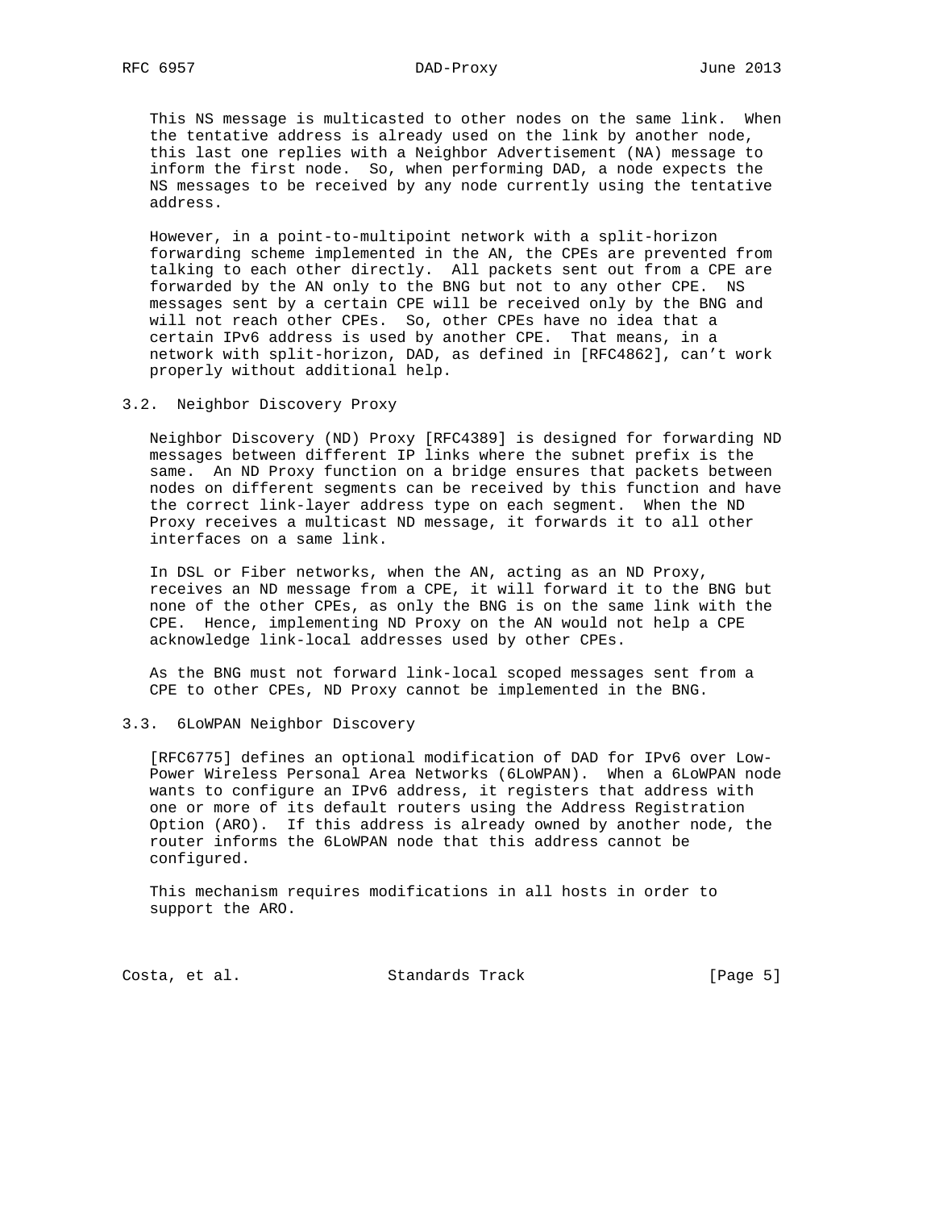This NS message is multicasted to other nodes on the same link. When the tentative address is already used on the link by another node, this last one replies with a Neighbor Advertisement (NA) message to inform the first node. So, when performing DAD, a node expects the NS messages to be received by any node currently using the tentative address.

However, in a point-to-multipoint network with a split-horizon forwarding scheme implemented in the AN, the CPEs are prevented from talking to each other directly. All packets sent out from a CPE are forwarded by the AN only to the BNG but not to any other CPE. NS messages sent by a certain CPE will be received only by the BNG and will not reach other CPEs. So, other CPEs have no idea that a certain IPv6 address is used by another CPE. That means, in a network with split-horizon, DAD, as defined in [RFC4862], can't work properly without additional help.

### 3.2. Neighbor Discovery Proxy

Neighbor Discovery (ND) Proxy [RFC4389] is designed for forwarding ND messages between different IP links where the subnet prefix is the same. An ND Proxy function on a bridge ensures that packets between nodes on different segments can be received by this function and have the correct link-layer address type on each segment. When the ND Proxy receives a multicast ND message, it forwards it to all other interfaces on a same link.

In DSL or Fiber networks, when the AN, acting as an ND Proxy, receives an ND message from a CPE, it will forward it to the BNG but none of the other CPEs, as only the BNG is on the same link with the CPE. Hence, implementing ND Proxy on the AN would not help a CPE acknowledge link-local addresses used by other CPEs.

As the BNG must not forward link-local scoped messages sent from a CPE to other CPEs, ND Proxy cannot be implemented in the BNG.

### 3.3. 6LoWPAN Neighbor Discovery

[RFC6775] defines an optional modification of DAD for IPv6 over Low-Power Wireless Personal Area Networks (6LoWPAN). When a 6LoWPAN node wants to configure an IPv6 address, it registers that address with one or more of its default routers using the Address Registration Option (ARO). If this address is already owned by another node, the router informs the 6LoWPAN node that this address cannot be configured.

This mechanism requires modifications in all hosts in order to support the ARO.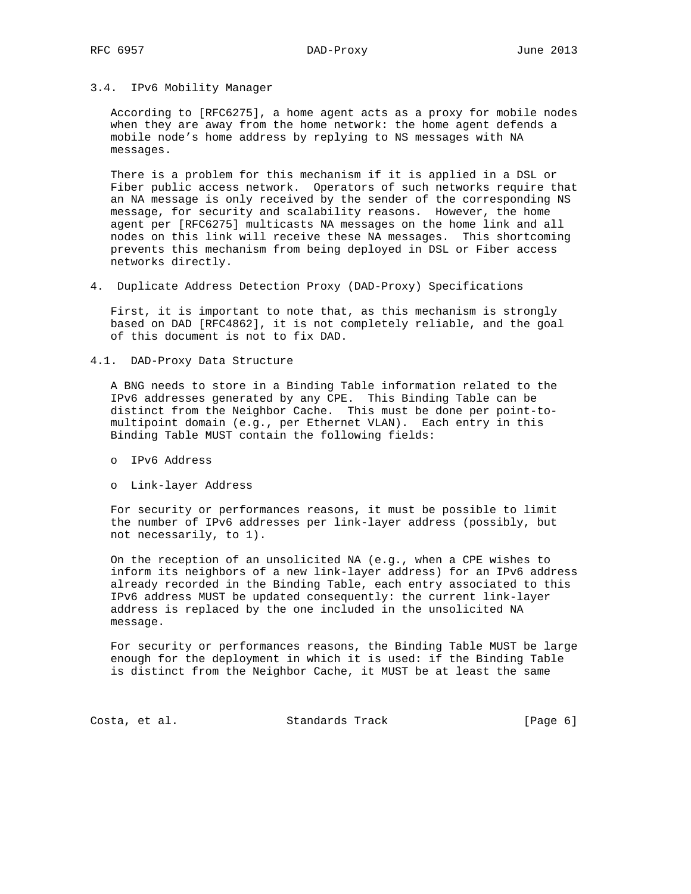### 3.4. IPv6 Mobility Manager

According to [RFC6275], a home agent acts as a proxy for mobile nodes when they are away from the home network: the home agent defends a mobile node's home address by replying to NS messages with NA messages.

There is a problem for this mechanism if it is applied in a DSL or Fiber public access network. Operators of such networks require that an NA message is only received by the sender of the corresponding NS message, for security and scalability reasons. However, the home agent per [RFC6275] multicasts NA messages on the home link and all nodes on this link will receive these NA messages. This shortcoming prevents this mechanism from being deployed in DSL or Fiber access networks directly.

## 4. Duplicate Address Detection Proxy (DAD-Proxy) Specifications

First, it is important to note that, as this mechanism is strongly based on DAD [RFC4862], it is not completely reliable, and the goal of this document is not to fix DAD.

### 4.1. DAD-Proxy Data Structure

A BNG needs to store in a Binding Table information related to the IPv6 addresses generated by any CPE. This Binding Table can be distinct from the Neighbor Cache. This must be done per point-to-multipoint domain (e.g., per Ethernet VLAN). Each entry in this Binding Table MUST contain the following fields:

- IPv6 Address
- Link-layer Address

For security or performances reasons, it must be possible to limit the number of IPv6 addresses per link-layer address (possibly, but not necessarily, to 1).

On the reception of an unsolicited NA (e.g., when a CPE wishes to inform its neighbors of a new link-layer address) for an IPv6 address already recorded in the Binding Table, each entry associated to this IPv6 address MUST be updated consequently: the current link-layer address is replaced by the one included in the unsolicited NA message.

For security or performances reasons, the Binding Table MUST be large enough for the deployment in which it is used: if the Binding Table is distinct from the Neighbor Cache, it MUST be at least the same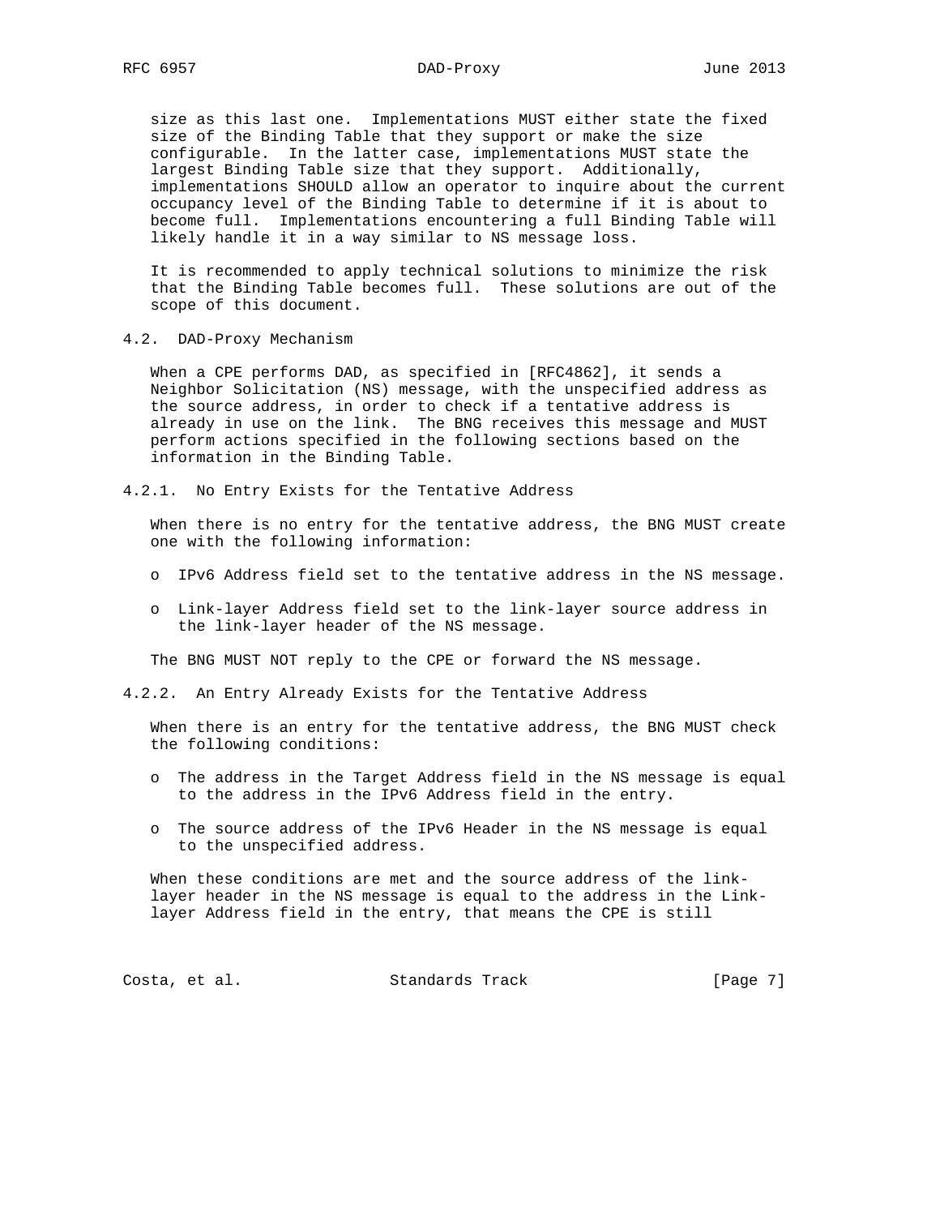size as this last one. Implementations MUST either state the fixed size of the Binding Table that they support or make the size configurable. In the latter case, implementations MUST state the largest Binding Table size that they support. Additionally, implementations SHOULD allow an operator to inquire about the current occupancy level of the Binding Table to determine if it is about to become full. Implementations encountering a full Binding Table will likely handle it in a way similar to NS message loss.

It is recommended to apply technical solutions to minimize the risk that the Binding Table becomes full. These solutions are out of the scope of this document.

### 4.2. DAD-Proxy Mechanism

When a CPE performs DAD, as specified in [RFC4862], it sends a Neighbor Solicitation (NS) message, with the unspecified address as the source address, in order to check if a tentative address is already in use on the link. The BNG receives this message and MUST perform actions specified in the following sections based on the information in the Binding Table.

#### 4.2.1. No Entry Exists for the Tentative Address

When there is no entry for the tentative address, the BNG MUST create one with the following information:

- IPv6 Address field set to the tentative address in the NS message.
- Link-layer Address field set to the link-layer source address in the link-layer header of the NS message.

The BNG MUST NOT reply to the CPE or forward the NS message.

#### 4.2.2. An Entry Already Exists for the Tentative Address

When there is an entry for the tentative address, the BNG MUST check the following conditions:

- The address in the Target Address field in the NS message is equal to the address in the IPv6 Address field in the entry.
- The source address of the IPv6 Header in the NS message is equal to the unspecified address.

When these conditions are met and the source address of the link-layer header in the NS message is equal to the address in the Link-layer Address field in the entry, that means the CPE is still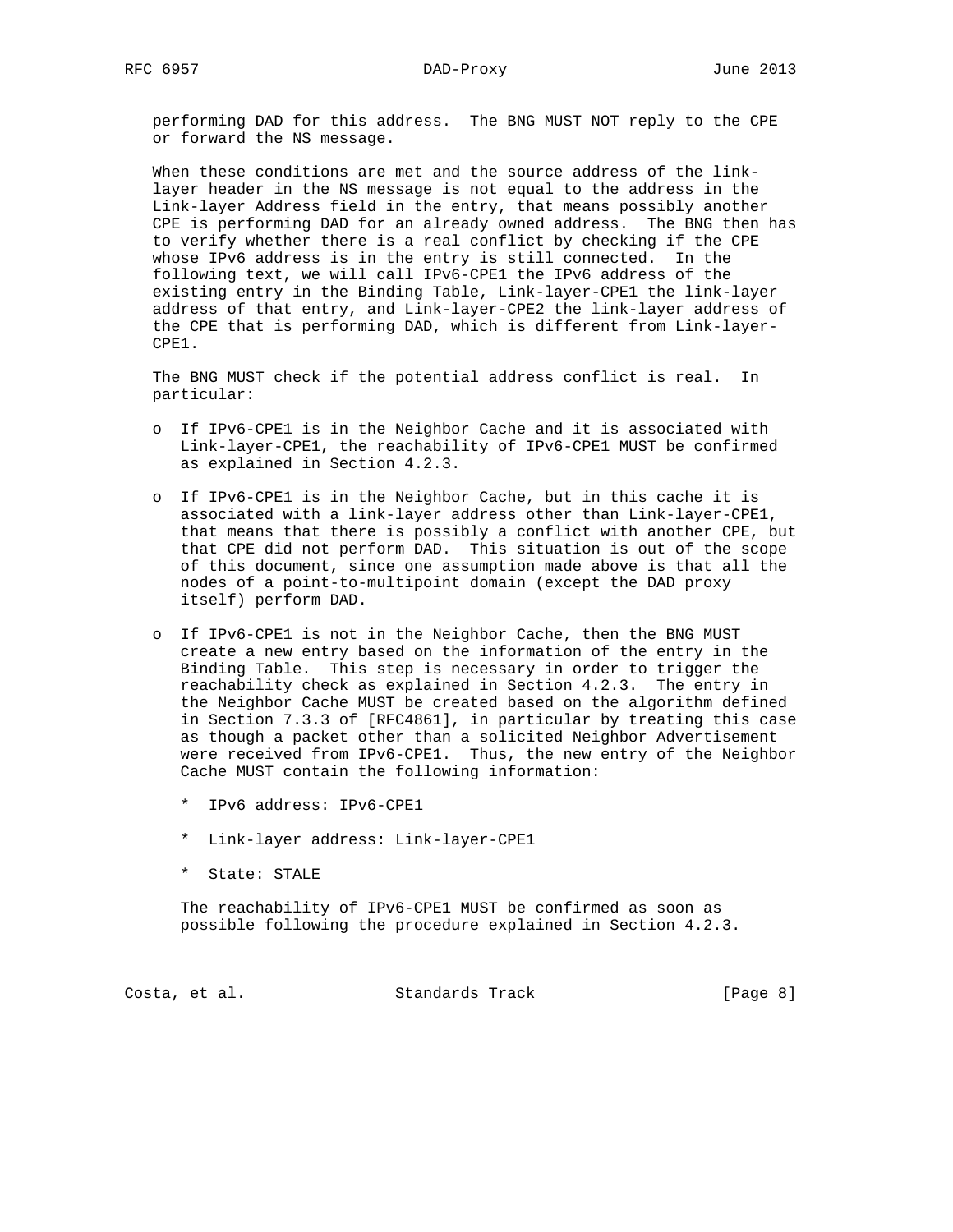performing DAD for this address. The BNG MUST NOT reply to the CPE or forward the NS message.

When these conditions are met and the source address of the link-layer header in the NS message is not equal to the address in the Link-layer Address field in the entry, that means possibly another CPE is performing DAD for an already owned address. The BNG then has to verify whether there is a real conflict by checking if the CPE whose IPv6 address is in the entry is still connected. In the following text, we will call IPv6-CPE1 the IPv6 address of the existing entry in the Binding Table, Link-layer-CPE1 the link-layer address of that entry, and Link-layer-CPE2 the link-layer address of the CPE that is performing DAD, which is different from Link-layer-CPE1.

The BNG MUST check if the potential address conflict is real. In particular:

- o If IPv6-CPE1 is in the Neighbor Cache and it is associated with Link-layer-CPE1, the reachability of IPv6-CPE1 MUST be confirmed as explained in Section 4.2.3.
- o If IPv6-CPE1 is in the Neighbor Cache, but in this cache it is associated with a link-layer address other than Link-layer-CPE1, that means that there is possibly a conflict with another CPE, but that CPE did not perform DAD. This situation is out of the scope of this document, since one assumption made above is that all the nodes of a point-to-multipoint domain (except the DAD proxy itself) perform DAD.
- o If IPv6-CPE1 is not in the Neighbor Cache, then the BNG MUST create a new entry based on the information of the entry in the Binding Table. This step is necessary in order to trigger the reachability check as explained in Section 4.2.3. The entry in the Neighbor Cache MUST be created based on the algorithm defined in Section 7.3.3 of [RFC4861], in particular by treating this case as though a packet other than a solicited Neighbor Advertisement were received from IPv6-CPE1. Thus, the new entry of the Neighbor Cache MUST contain the following information:

  * IPv6 address: IPv6-CPE1
  * Link-layer address: Link-layer-CPE1
  * State: STALE

  The reachability of IPv6-CPE1 MUST be confirmed as soon as possible following the procedure explained in Section 4.2.3.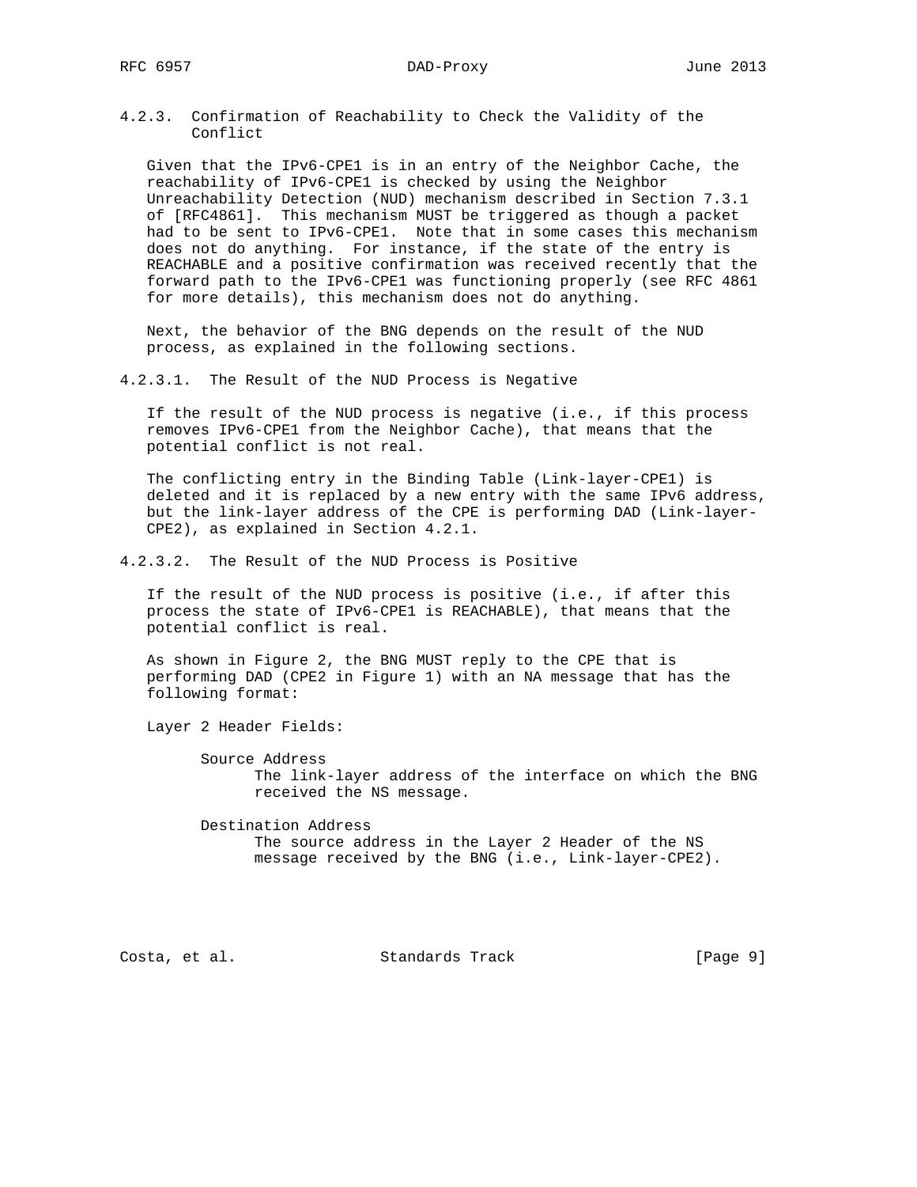#### 4.2.3. Confirmation of Reachability to Check the Validity of the Conflict

Given that the IPv6-CPE1 is in an entry of the Neighbor Cache, the reachability of IPv6-CPE1 is checked by using the Neighbor Unreachability Detection (NUD) mechanism described in Section 7.3.1 of [RFC4861]. This mechanism MUST be triggered as though a packet had to be sent to IPv6-CPE1. Note that in some cases this mechanism does not do anything. For instance, if the state of the entry is REACHABLE and a positive confirmation was received recently that the forward path to the IPv6-CPE1 was functioning properly (see RFC 4861 for more details), this mechanism does not do anything.

Next, the behavior of the BNG depends on the result of the NUD process, as explained in the following sections.

##### 4.2.3.1. The Result of the NUD Process is Negative

If the result of the NUD process is negative (i.e., if this process removes IPv6-CPE1 from the Neighbor Cache), that means that the potential conflict is not real.

The conflicting entry in the Binding Table (Link-layer-CPE1) is deleted and it is replaced by a new entry with the same IPv6 address, but the link-layer address of the CPE is performing DAD (Link-layer-CPE2), as explained in Section 4.2.1.

##### 4.2.3.2. The Result of the NUD Process is Positive

If the result of the NUD process is positive (i.e., if after this process the state of IPv6-CPE1 is REACHABLE), that means that the potential conflict is real.

As shown in Figure 2, the BNG MUST reply to the CPE that is performing DAD (CPE2 in Figure 1) with an NA message that has the following format:

Layer 2 Header Fields:

- Source Address
  - The link-layer address of the interface on which the BNG received the NS message.

- Destination Address
  - The source address in the Layer 2 Header of the NS message received by the BNG (i.e., Link-layer-CPE2).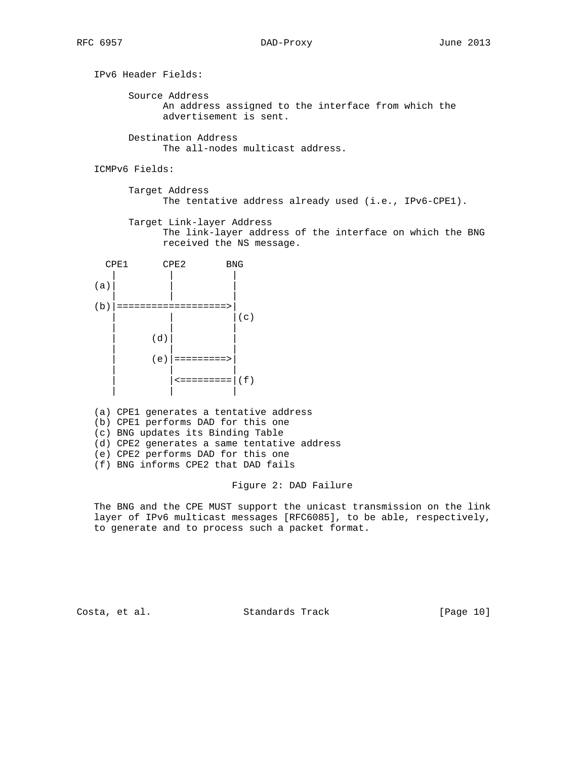IPv6 Header Fields:

Source Address
: An address assigned to the interface from which the advertisement is sent.

Destination Address
: The all-nodes multicast address.

ICMPv6 Fields:

Target Address
: The tentative address already used (i.e., IPv6-CPE1).

Target Link-layer Address
: The link-layer address of the interface on which the BNG received the NS message.

```
  CPE1      CPE2       BNG
    |         |          |
 (a)|         |          |
    |         |          |
 (b)|===================>|
    |         |          |(c)
    |         |          |
    |      (d)|          |
    |         |          |
    |      (e)|=========>|
    |         |          |
    |         |<=========|(f)
    |         |          |
```

(a) CPE1 generates a tentative address
(b) CPE1 performs DAD for this one
(c) BNG updates its Binding Table
(d) CPE2 generates a same tentative address
(e) CPE2 performs DAD for this one
(f) BNG informs CPE2 that DAD fails

Figure 2: DAD Failure

The BNG and the CPE MUST support the unicast transmission on the link layer of IPv6 multicast messages [RFC6085], to be able, respectively, to generate and to process such a packet format.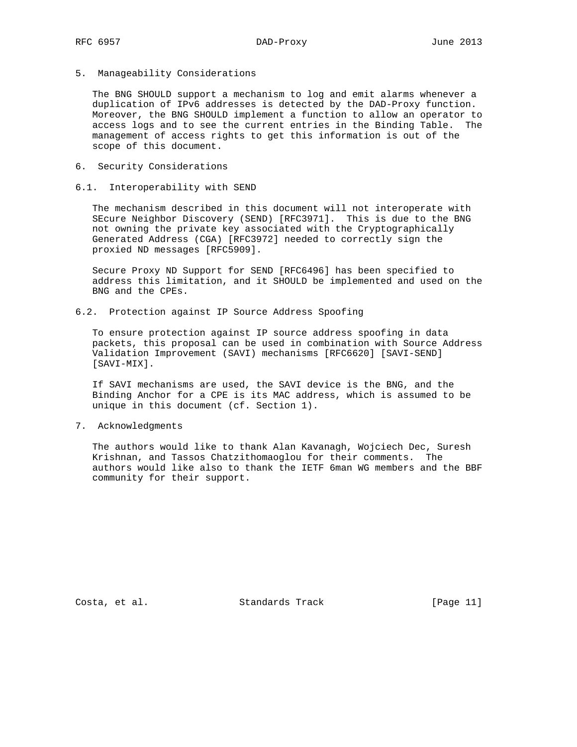## 5. Manageability Considerations

The BNG SHOULD support a mechanism to log and emit alarms whenever a duplication of IPv6 addresses is detected by the DAD-Proxy function. Moreover, the BNG SHOULD implement a function to allow an operator to access logs and to see the current entries in the Binding Table. The management of access rights to get this information is out of the scope of this document.

## 6. Security Considerations

### 6.1. Interoperability with SEND

The mechanism described in this document will not interoperate with SEcure Neighbor Discovery (SEND) [RFC3971]. This is due to the BNG not owning the private key associated with the Cryptographically Generated Address (CGA) [RFC3972] needed to correctly sign the proxied ND messages [RFC5909].

Secure Proxy ND Support for SEND [RFC6496] has been specified to address this limitation, and it SHOULD be implemented and used on the BNG and the CPEs.

### 6.2. Protection against IP Source Address Spoofing

To ensure protection against IP source address spoofing in data packets, this proposal can be used in combination with Source Address Validation Improvement (SAVI) mechanisms [RFC6620] [SAVI-SEND] [SAVI-MIX].

If SAVI mechanisms are used, the SAVI device is the BNG, and the Binding Anchor for a CPE is its MAC address, which is assumed to be unique in this document (cf. Section 1).

## 7. Acknowledgments

The authors would like to thank Alan Kavanagh, Wojciech Dec, Suresh Krishnan, and Tassos Chatzithomaoglou for their comments. The authors would like also to thank the IETF 6man WG members and the BBF community for their support.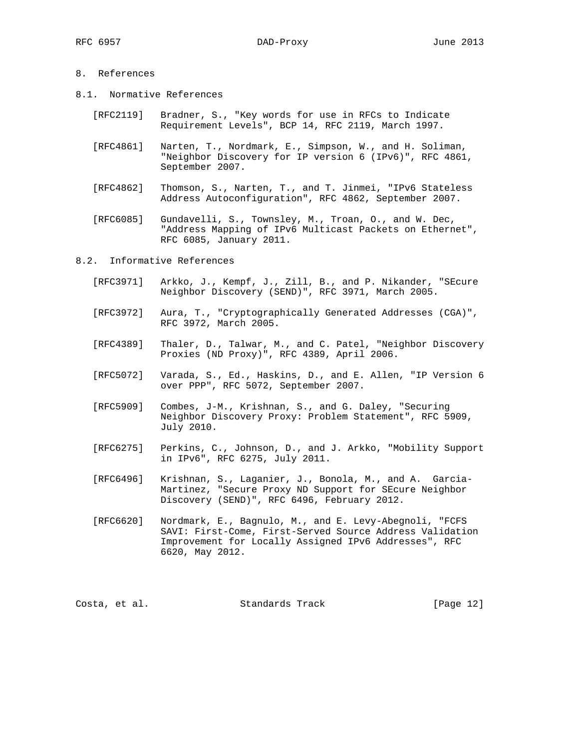## 8. References

### 8.1. Normative References

[RFC2119] Bradner, S., "Key words for use in RFCs to Indicate Requirement Levels", BCP 14, RFC 2119, March 1997.

[RFC4861] Narten, T., Nordmark, E., Simpson, W., and H. Soliman, "Neighbor Discovery for IP version 6 (IPv6)", RFC 4861, September 2007.

[RFC4862] Thomson, S., Narten, T., and T. Jinmei, "IPv6 Stateless Address Autoconfiguration", RFC 4862, September 2007.

[RFC6085] Gundavelli, S., Townsley, M., Troan, O., and W. Dec, "Address Mapping of IPv6 Multicast Packets on Ethernet", RFC 6085, January 2011.

### 8.2. Informative References

[RFC3971] Arkko, J., Kempf, J., Zill, B., and P. Nikander, "SEcure Neighbor Discovery (SEND)", RFC 3971, March 2005.

[RFC3972] Aura, T., "Cryptographically Generated Addresses (CGA)", RFC 3972, March 2005.

[RFC4389] Thaler, D., Talwar, M., and C. Patel, "Neighbor Discovery Proxies (ND Proxy)", RFC 4389, April 2006.

[RFC5072] Varada, S., Ed., Haskins, D., and E. Allen, "IP Version 6 over PPP", RFC 5072, September 2007.

[RFC5909] Combes, J-M., Krishnan, S., and G. Daley, "Securing Neighbor Discovery Proxy: Problem Statement", RFC 5909, July 2010.

[RFC6275] Perkins, C., Johnson, D., and J. Arkko, "Mobility Support in IPv6", RFC 6275, July 2011.

[RFC6496] Krishnan, S., Laganier, J., Bonola, M., and A. Garcia-Martinez, "Secure Proxy ND Support for SEcure Neighbor Discovery (SEND)", RFC 6496, February 2012.

[RFC6620] Nordmark, E., Bagnulo, M., and E. Levy-Abegnoli, "FCFS SAVI: First-Come, First-Served Source Address Validation Improvement for Locally Assigned IPv6 Addresses", RFC 6620, May 2012.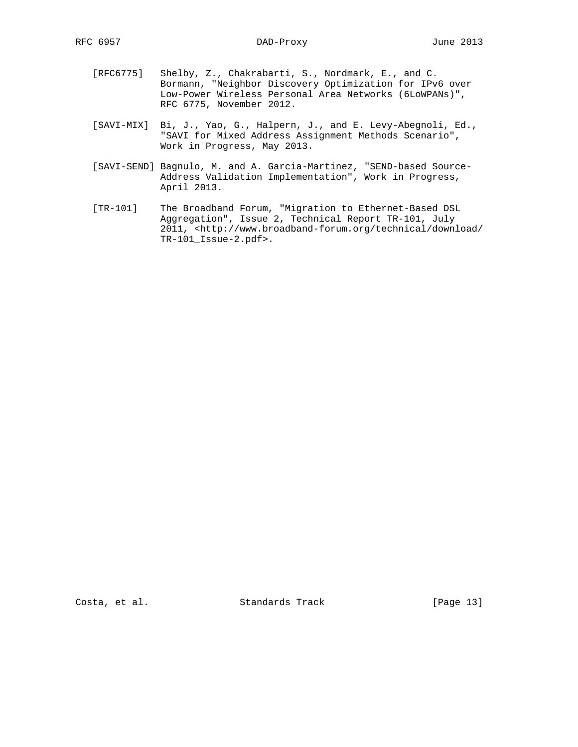[RFC6775] Shelby, Z., Chakrabarti, S., Nordmark, E., and C. Bormann, "Neighbor Discovery Optimization for IPv6 over Low-Power Wireless Personal Area Networks (6LoWPANs)", RFC 6775, November 2012.

[SAVI-MIX] Bi, J., Yao, G., Halpern, J., and E. Levy-Abegnoli, Ed., "SAVI for Mixed Address Assignment Methods Scenario", Work in Progress, May 2013.

[SAVI-SEND] Bagnulo, M. and A. Garcia-Martinez, "SEND-based Source-Address Validation Implementation", Work in Progress, April 2013.

[TR-101] The Broadband Forum, "Migration to Ethernet-Based DSL Aggregation", Issue 2, Technical Report TR-101, July 2011, <http://www.broadband-forum.org/technical/download/TR-101_Issue-2.pdf>.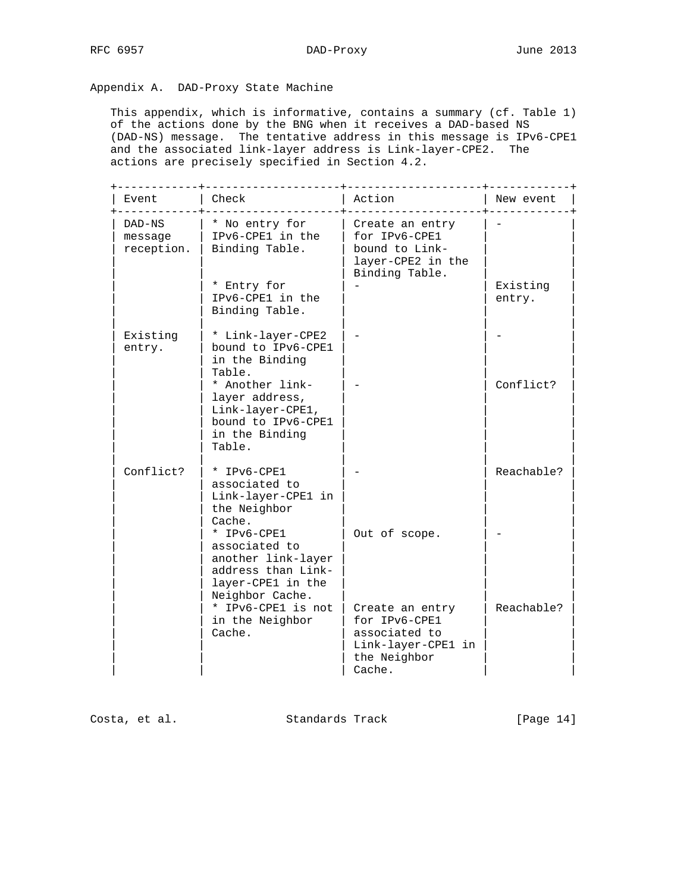## Appendix A. DAD-Proxy State Machine

This appendix, which is informative, contains a summary (cf. Table 1) of the actions done by the BNG when it receives a DAD-based NS (DAD-NS) message. The tentative address in this message is IPv6-CPE1 and the associated link-layer address is Link-layer-CPE2. The actions are precisely specified in Section 4.2.

| Event | Check | Action | New event |
|---|---|---|---|
| DAD-NS message reception. | * No entry for IPv6-CPE1 in the Binding Table. | Create an entry for IPv6-CPE1 bound to Link-layer-CPE2 in the Binding Table. | - |
| | * Entry for IPv6-CPE1 in the Binding Table. | - | Existing entry. |
| Existing entry. | * Link-layer-CPE2 bound to IPv6-CPE1 in the Binding Table. | - | - |
| | * Another link-layer address, Link-layer-CPE1, bound to IPv6-CPE1 in the Binding Table. | - | Conflict? |
| Conflict? | * IPv6-CPE1 associated to Link-layer-CPE1 in the Neighbor Cache. | - | Reachable? |
| | * IPv6-CPE1 associated to another link-layer address than Link-layer-CPE1 in the Neighbor Cache. | Out of scope. | - |
| | * IPv6-CPE1 is not in the Neighbor Cache. | Create an entry for IPv6-CPE1 associated to Link-layer-CPE1 in the Neighbor Cache. | Reachable? |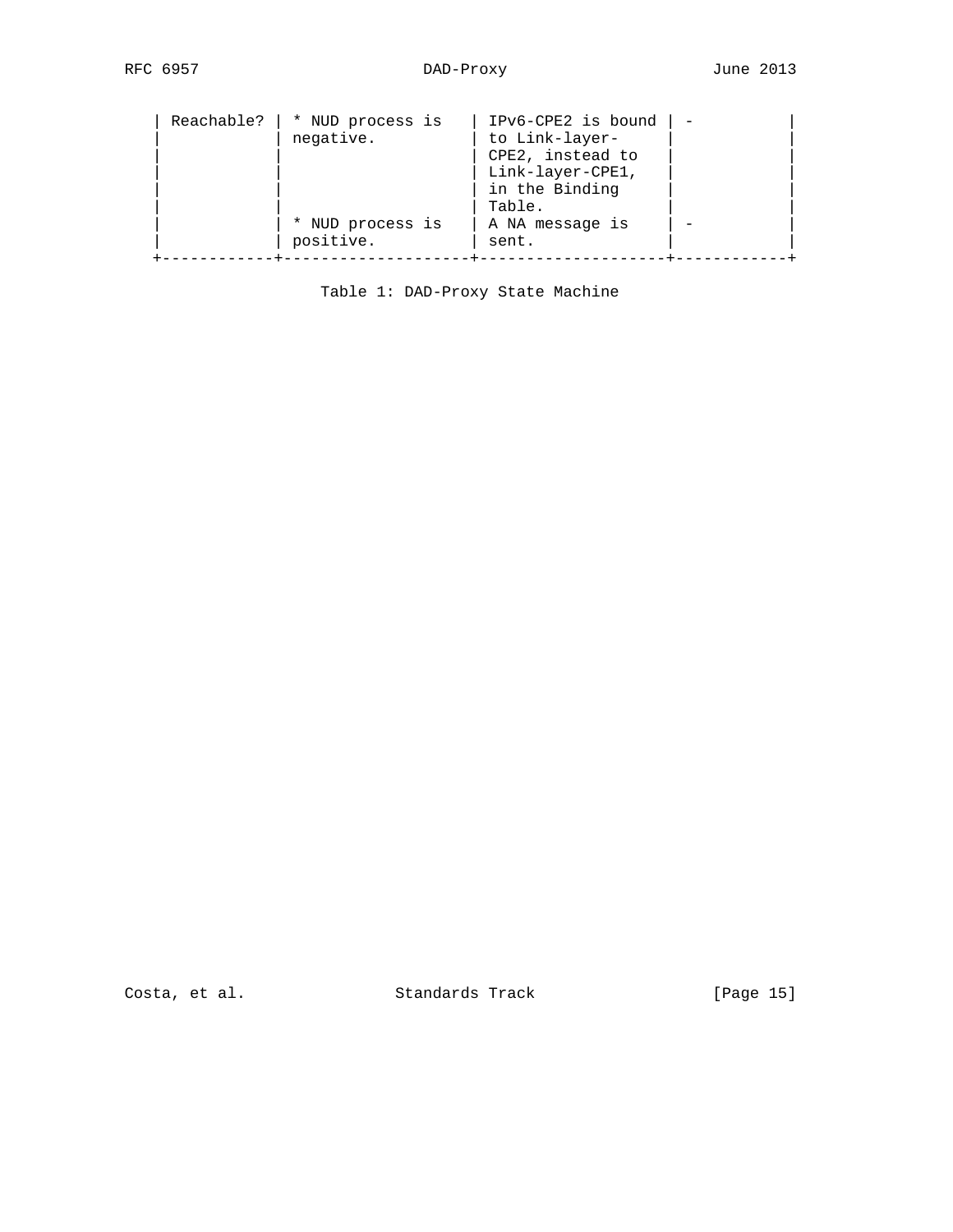| | | | |
|---|---|---|---|
| Reachable? | * NUD process is negative. | IPv6-CPE2 is bound to Link-layer-CPE2, instead to Link-layer-CPE1, in the Binding Table. | - |
| | * NUD process is positive. | A NA message is sent. | - |

Table 1: DAD-Proxy State Machine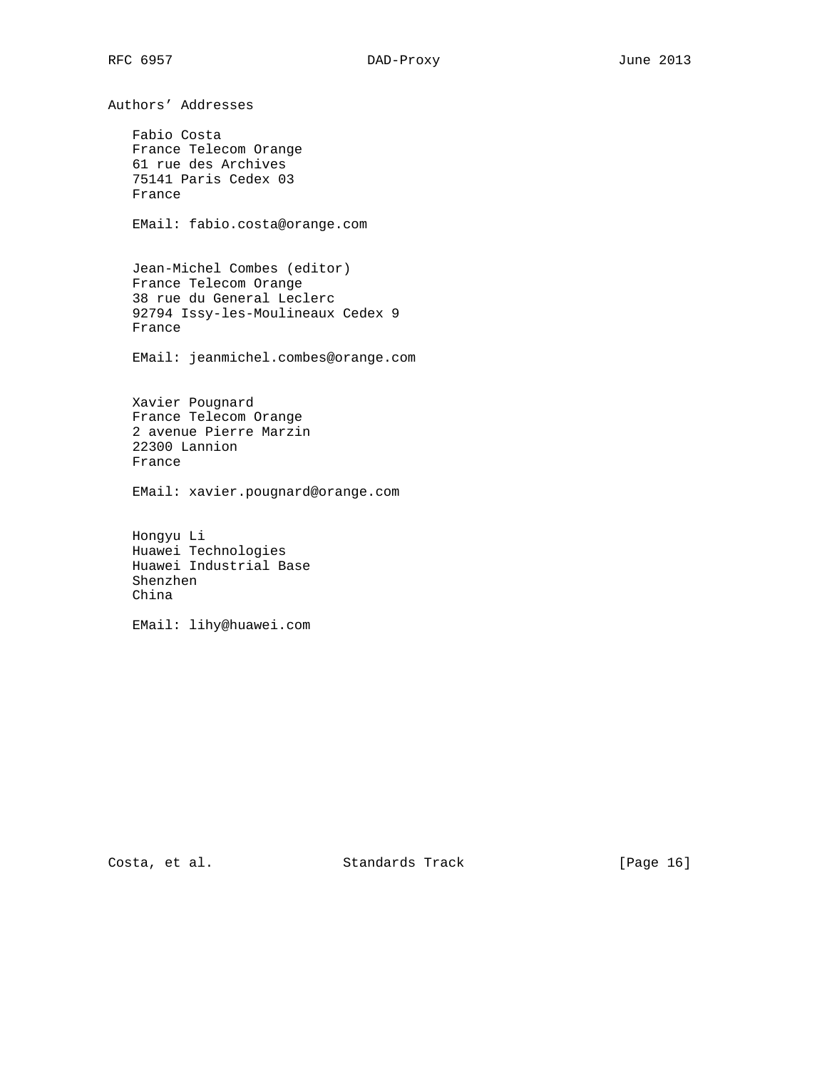# Authors' Addresses

Fabio Costa
France Telecom Orange
61 rue des Archives
75141 Paris Cedex 03
France

EMail: fabio.costa@orange.com

Jean-Michel Combes (editor)
France Telecom Orange
38 rue du General Leclerc
92794 Issy-les-Moulineaux Cedex 9
France

EMail: jeanmichel.combes@orange.com

Xavier Pougnard
France Telecom Orange
2 avenue Pierre Marzin
22300 Lannion
France

EMail: xavier.pougnard@orange.com

Hongyu Li
Huawei Technologies
Huawei Industrial Base
Shenzhen
China

EMail: lihy@huawei.com